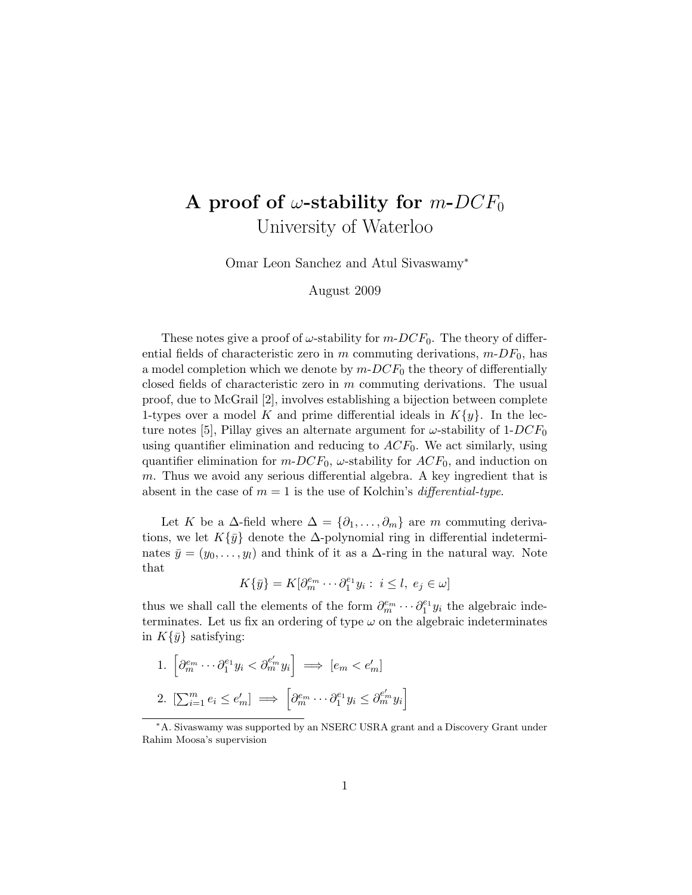# A proof of $\omega$-stability for $m$-$DCF_0$

## University of Waterloo

Omar Leon Sanchez and Atul Sivaswamy*

August 2009

These notes give a proof of $\omega$-stability for $m$-$DCF_0$. The theory of differential fields of characteristic zero in $m$ commuting derivations, $m$-$DF_0$, has a model completion which we denote by $m$-$DCF_0$ the theory of differentially closed fields of characteristic zero in $m$ commuting derivations. The usual proof, due to McGrail [2], involves establishing a bijection between complete 1-types over a model $K$ and prime differential ideals in $K\{y\}$. In the lecture notes [5], Pillay gives an alternate argument for $\omega$-stability of 1-$DCF_0$ using quantifier elimination and reducing to $ACF_0$. We act similarly, using quantifier elimination for $m$-$DCF_0$, $\omega$-stability for $ACF_0$, and induction on $m$. Thus we avoid any serious differential algebra. A key ingredient that is absent in the case of $m = 1$ is the use of Kolchin's *differential-type*.

Let $K$ be a $\Delta$-field where $\Delta = \{\partial_1, \dots, \partial_m\}$ are $m$ commuting derivations, we let $K\{\bar{y}\}$ denote the $\Delta$-polynomial ring in differential indeterminates $\bar{y} = (y_0, \dots, y_l)$ and think of it as a $\Delta$-ring in the natural way. Note that

$$K\{\bar{y}\} = K[\partial_m^{e_m} \cdots \partial_1^{e_1} y_i : \; i \leq l, \; e_j \in \omega]$$

thus we shall call the elements of the form $\partial_m^{e_m} \cdots \partial_1^{e_1} y_i$ the algebraic indeterminates. Let us fix an ordering of type $\omega$ on the algebraic indeterminates in $K\{\bar{y}\}$ satisfying:

1. $\left[\partial_m^{e_m} \cdots \partial_1^{e_1} y_i < \partial_m^{e'_m} y_i\right] \implies [e_m < e'_m]$
2. $\left[\sum_{i=1}^{m} e_i \leq e'_m\right] \implies \left[\partial_m^{e_m} \cdots \partial_1^{e_1} y_i \leq \partial_m^{e'_m} y_i\right]$

---

*A. Sivaswamy was supported by an NSERC USRA grant and a Discovery Grant under Rahim Moosa's supervision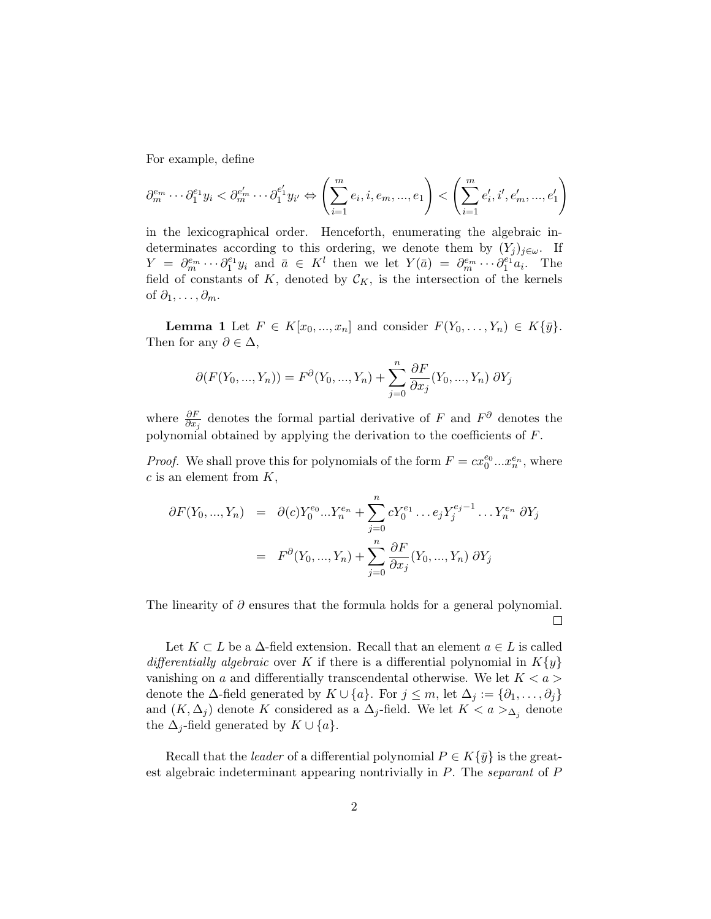For example, define

$$\partial_m^{e_m} \cdots \partial_1^{e_1} y_i < \partial_m^{e'_m} \cdots \partial_1^{e'_1} y_{i'} \Leftrightarrow \left( \sum_{i=1}^{m} e_i, i, e_m, ..., e_1 \right) < \left( \sum_{i=1}^{m} e'_i, i', e'_m, ..., e'_1 \right)$$

in the lexicographical order. Henceforth, enumerating the algebraic indeterminates according to this ordering, we denote them by $(Y_j)_{j \in \omega}$. If $Y = \partial_m^{e_m} \cdots \partial_1^{e_1} y_i$ and $\bar{a} \in K^l$ then we let $Y(\bar{a}) = \partial_m^{e_m} \cdots \partial_1^{e_1} a_i$. The field of constants of $K$, denoted by $\mathcal{C}_K$, is the intersection of the kernels of $\partial_1, \ldots, \partial_m$.

**Lemma 1** Let $F \in K[x_0, ..., x_n]$ and consider $F(Y_0, \ldots, Y_n) \in K\{\bar{y}\}$. Then for any $\partial \in \Delta$,

$$\partial(F(Y_0, ..., Y_n)) = F^{\partial}(Y_0, ..., Y_n) + \sum_{j=0}^{n} \frac{\partial F}{\partial x_j}(Y_0, ..., Y_n)\, \partial Y_j$$

where $\frac{\partial F}{\partial x_j}$ denotes the formal partial derivative of $F$ and $F^{\partial}$ denotes the polynomial obtained by applying the derivation to the coefficients of $F$.

*Proof.* We shall prove this for polynomials of the form $F = c x_0^{e_0} ... x_n^{e_n}$, where $c$ is an element from $K$,

$$\begin{aligned} \partial F(Y_0, ..., Y_n) &= \partial(c) Y_0^{e_0} ... Y_n^{e_n} + \sum_{j=0}^{n} c Y_0^{e_1} \ldots e_j Y_j^{e_j - 1} \ldots Y_n^{e_n}\, \partial Y_j \\ &= F^{\partial}(Y_0, ..., Y_n) + \sum_{j=0}^{n} \frac{\partial F}{\partial x_j}(Y_0, ..., Y_n)\, \partial Y_j \end{aligned}$$

The linearity of $\partial$ ensures that the formula holds for a general polynomial. □

Let $K \subset L$ be a $\Delta$-field extension. Recall that an element $a \in L$ is called *differentially algebraic* over $K$ if there is a differential polynomial in $K\{y\}$ vanishing on $a$ and differentially transcendental otherwise. We let $K < a >$ denote the $\Delta$-field generated by $K \cup \{a\}$. For $j \leq m$, let $\Delta_j := \{\partial_1, \ldots, \partial_j\}$ and $(K, \Delta_j)$ denote $K$ considered as a $\Delta_j$-field. We let $K < a >_{\Delta_j}$ denote the $\Delta_j$-field generated by $K \cup \{a\}$.

Recall that the *leader* of a differential polynomial $P \in K\{\bar{y}\}$ is the greatest algebraic indeterminant appearing nontrivially in $P$. The *separant* of $P$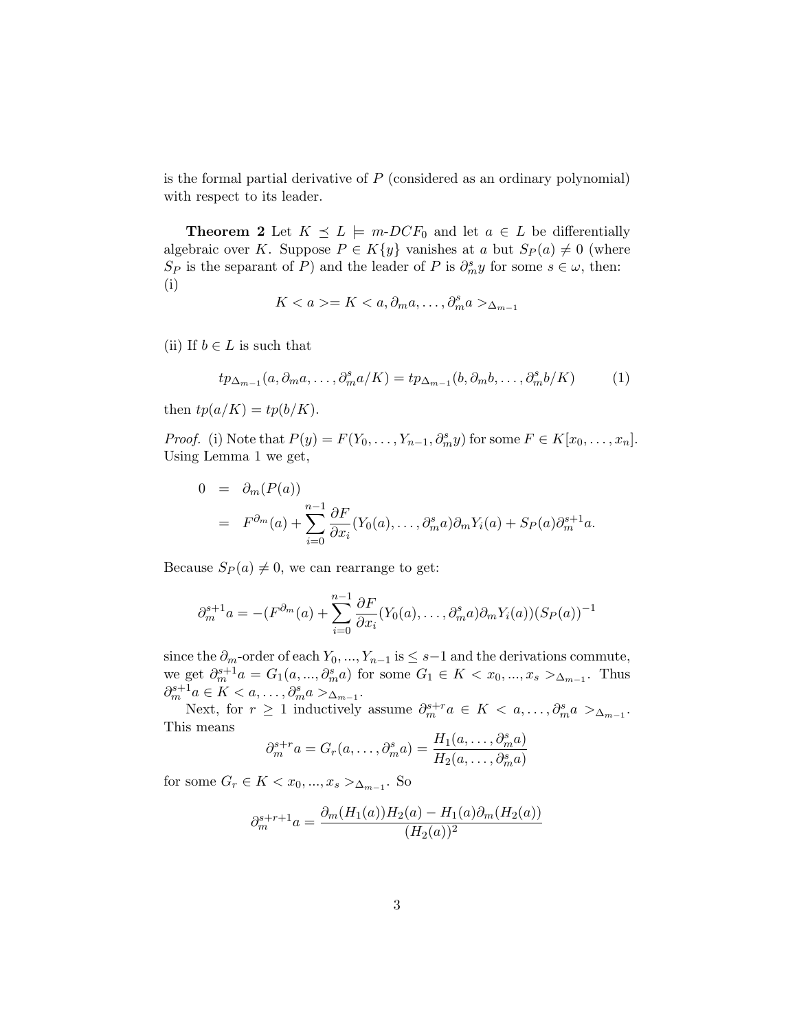is the formal partial derivative of $P$ (considered as an ordinary polynomial) with respect to its leader.

**Theorem 2** Let $K \preceq L \models m\text{-}DCF_0$ and let $a \in L$ be differentially algebraic over $K$. Suppose $P \in K\{y\}$ vanishes at $a$ but $S_P(a) \neq 0$ (where $S_P$ is the separant of $P$) and the leader of $P$ is $\partial_m^s y$ for some $s \in \omega$, then:
(i)

$$K < a >= K < a, \partial_m a, \dots, \partial_m^s a >_{\Delta_{m-1}}$$

(ii) If $b \in L$ is such that

$$tp_{\Delta_{m-1}}(a, \partial_m a, \dots, \partial_m^s a/K) = tp_{\Delta_{m-1}}(b, \partial_m b, \dots, \partial_m^s b/K) \tag{1}$$

then $tp(a/K) = tp(b/K)$.

*Proof.* (i) Note that $P(y) = F(Y_0, \dots, Y_{n-1}, \partial_m^s y)$ for some $F \in K[x_0, \dots, x_n]$. Using Lemma 1 we get,

$$\begin{aligned} 0 &= \partial_m(P(a)) \\ &= F^{\partial_m}(a) + \sum_{i=0}^{n-1} \frac{\partial F}{\partial x_i}(Y_0(a), \dots, \partial_m^s a)\partial_m Y_i(a) + S_P(a)\partial_m^{s+1} a. \end{aligned}$$

Because $S_P(a) \neq 0$, we can rearrange to get:

$$\partial_m^{s+1} a = -(F^{\partial_m}(a) + \sum_{i=0}^{n-1} \frac{\partial F}{\partial x_i}(Y_0(a), \dots, \partial_m^s a)\partial_m Y_i(a))(S_P(a))^{-1}$$

since the $\partial_m$-order of each $Y_0, ..., Y_{n-1}$ is $\leq s-1$ and the derivations commute, we get $\partial_m^{s+1} a = G_1(a, ..., \partial_m^s a)$ for some $G_1 \in K < x_0, ..., x_s >_{\Delta_{m-1}}$. Thus $\partial_m^{s+1} a \in K < a, \dots, \partial_m^s a >_{\Delta_{m-1}}$.

Next, for $r \geq 1$ inductively assume $\partial_m^{s+r} a \in K < a, \dots, \partial_m^s a >_{\Delta_{m-1}}$. This means

$$\partial_m^{s+r} a = G_r(a, \dots, \partial_m^s a) = \frac{H_1(a, \dots, \partial_m^s a)}{H_2(a, \dots, \partial_m^s a)}$$

for some $G_r \in K < x_0, ..., x_s >_{\Delta_{m-1}}$. So

$$\partial_m^{s+r+1} a = \frac{\partial_m(H_1(a))H_2(a) - H_1(a)\partial_m(H_2(a))}{(H_2(a))^2}$$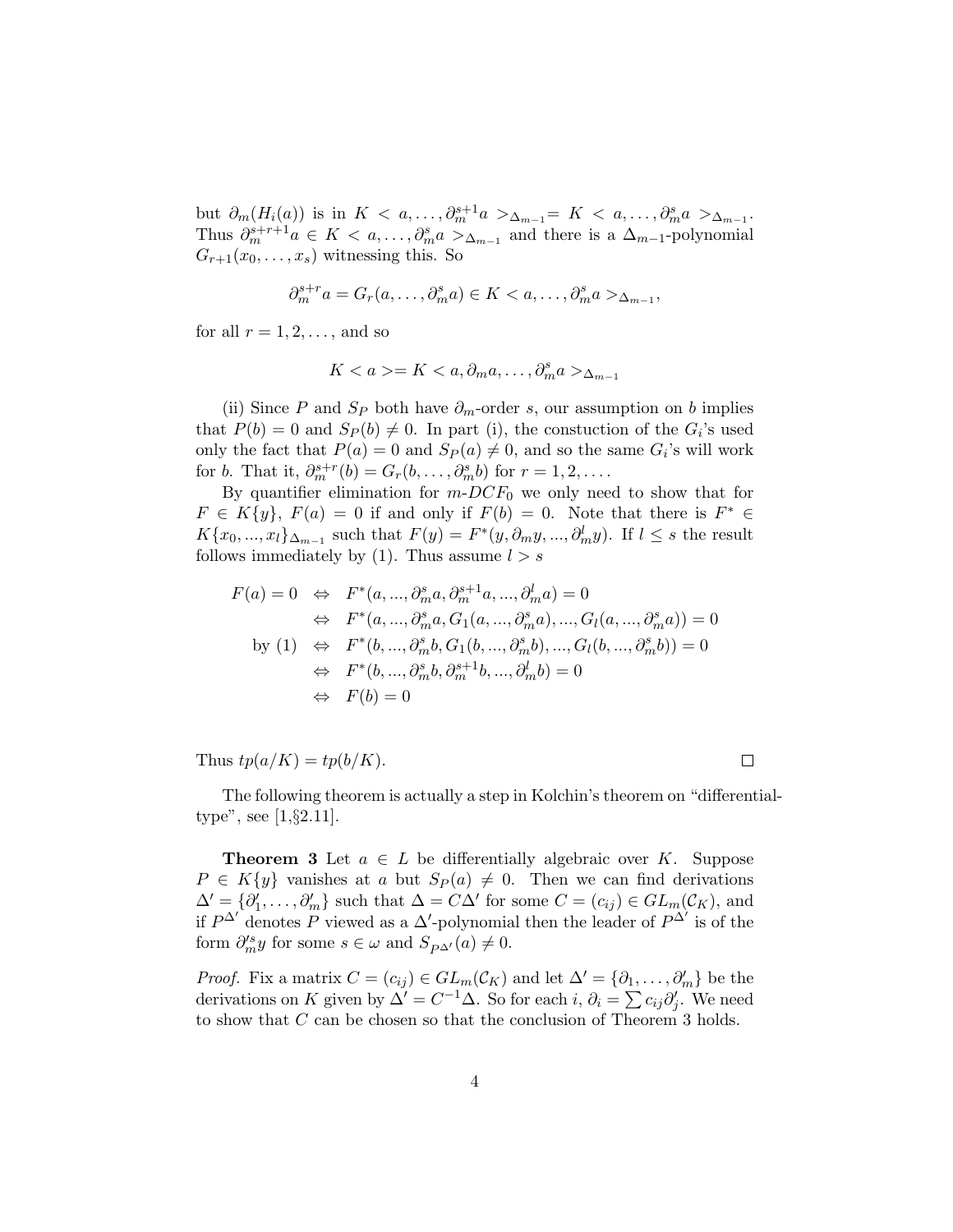but $\partial_m(H_i(a))$ is in $K < a, \dots, \partial_m^{s+1} a >_{\Delta_{m-1}} = K < a, \dots, \partial_m^s a >_{\Delta_{m-1}}$. Thus $\partial_m^{s+r+1} a \in K < a, \dots, \partial_m^s a >_{\Delta_{m-1}}$ and there is a $\Delta_{m-1}$-polynomial $G_{r+1}(x_0, \dots, x_s)$ witnessing this. So

$$\partial_m^{s+r} a = G_r(a, \dots, \partial_m^s a) \in K < a, \dots, \partial_m^s a >_{\Delta_{m-1}},$$

for all $r = 1, 2, \dots$, and so

$$K < a >= K < a, \partial_m a, \dots, \partial_m^s a >_{\Delta_{m-1}}$$

(ii) Since $P$ and $S_P$ both have $\partial_m$-order $s$, our assumption on $b$ implies that $P(b) = 0$ and $S_P(b) \neq 0$. In part (i), the constuction of the $G_i$'s used only the fact that $P(a) = 0$ and $S_P(a) \neq 0$, and so the same $G_i$'s will work for $b$. That it, $\partial_m^{s+r}(b) = G_r(b, \dots, \partial_m^s b)$ for $r = 1, 2, \dots$.

By quantifier elimination for $m$-$DCF_0$ we only need to show that for $F \in K\{y\}$, $F(a) = 0$ if and only if $F(b) = 0$. Note that there is $F^* \in K\{x_0, ..., x_l\}_{\Delta_{m-1}}$ such that $F(y) = F^*(y, \partial_m y, ..., \partial_m^l y)$. If $l \leq s$ the result follows immediately by (1). Thus assume $l > s$

$$\begin{aligned}
F(a) = 0 \quad &\Leftrightarrow \quad F^*(a, ..., \partial_m^s a, \partial_m^{s+1} a, ..., \partial_m^l a) = 0 \\
&\Leftrightarrow \quad F^*(a, ..., \partial_m^s a, G_1(a, ..., \partial_m^s a), ..., G_l(a, ..., \partial_m^s a)) = 0 \\
\text{by (1)} \quad &\Leftrightarrow \quad F^*(b, ..., \partial_m^s b, G_1(b, ..., \partial_m^s b), ..., G_l(b, ..., \partial_m^s b)) = 0 \\
&\Leftrightarrow \quad F^*(b, ..., \partial_m^s b, \partial_m^{s+1} b, ..., \partial_m^l b) = 0 \\
&\Leftrightarrow \quad F(b) = 0
\end{aligned}$$

Thus $tp(a/K) = tp(b/K)$. □

The following theorem is actually a step in Kolchin's theorem on "differential-type", see [1,§2.11].

**Theorem 3** Let $a \in L$ be differentially algebraic over $K$. Suppose $P \in K\{y\}$ vanishes at $a$ but $S_P(a) \neq 0$. Then we can find derivations $\Delta' = \{\partial'_1, \dots, \partial'_m\}$ such that $\Delta = C\Delta'$ for some $C = (c_{ij}) \in GL_m(\mathcal{C}_K)$, and if $P^{\Delta'}$ denotes $P$ viewed as a $\Delta'$-polynomial then the leader of $P^{\Delta'}$ is of the form $\partial'^s_m y$ for some $s \in \omega$ and $S_{P^{\Delta'}}(a) \neq 0$.

*Proof.* Fix a matrix $C = (c_{ij}) \in GL_m(\mathcal{C}_K)$ and let $\Delta' = \{\partial_1, \dots, \partial'_m\}$ be the derivations on $K$ given by $\Delta' = C^{-1}\Delta$. So for each $i$, $\partial_i = \sum c_{ij}\partial'_j$. We need to show that $C$ can be chosen so that the conclusion of Theorem 3 holds.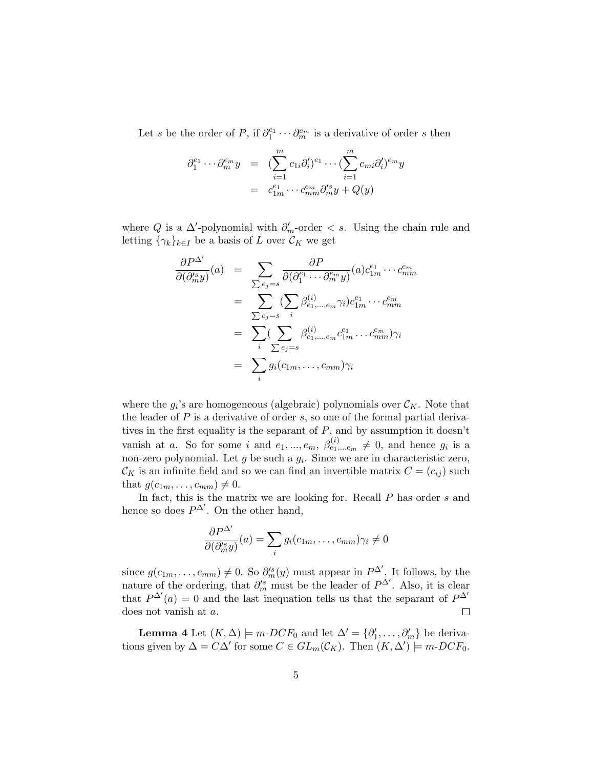Let $s$ be the order of $P$, if $\partial_1^{e_1} \cdots \partial_m^{e_m}$ is a derivative of order $s$ then

$$
\begin{aligned}
\partial_1^{e_1} \cdots \partial_m^{e_m} y &= (\sum_{i=1}^{m} c_{1i} \partial_i')^{e_1} \cdots (\sum_{i=1}^{m} c_{mi} \partial_i')^{e_m} y \\
&= c_{1m}^{e_1} \cdots c_{mm}^{e_m} \partial_m'^s y + Q(y)
\end{aligned}
$$

where $Q$ is a $\Delta'$-polynomial with $\partial_m'$-order $< s$. Using the chain rule and letting $\{\gamma_k\}_{k \in I}$ be a basis of $L$ over $\mathcal{C}_K$ we get

$$
\begin{aligned}
\frac{\partial P^{\Delta'}}{\partial(\partial_m'^s y)}(a) &= \sum_{\sum e_j = s} \frac{\partial P}{\partial(\partial_1^{e_1} \cdots \partial_m^{e_m} y)}(a) c_{1m}^{e_1} \cdots c_{mm}^{e_m} \\
&= \sum_{\sum e_j = s} (\sum_i \beta^{(i)}_{e_1, \ldots, e_m} \gamma_i) c_{1m}^{e_1} \cdots c_{mm}^{e_m} \\
&= \sum_i ( \sum_{\sum e_j = s} \beta^{(i)}_{e_1, \ldots, e_m} c_{1m}^{e_1} \cdots c_{mm}^{e_m}) \gamma_i \\
&= \sum_i g_i(c_{1m}, \ldots, c_{mm}) \gamma_i
\end{aligned}
$$

where the $g_i$'s are homogeneous (algebraic) polynomials over $\mathcal{C}_K$. Note that the leader of $P$ is a derivative of order $s$, so one of the formal partial derivatives in the first equality is the separant of $P$, and by assumption it doesn't vanish at $a$. So for some $i$ and $e_1, \ldots, e_m$, $\beta^{(i)}_{e_1, \ldots e_m} \neq 0$, and hence $g_i$ is a non-zero polynomial. Let $g$ be such a $g_i$. Since we are in characteristic zero, $\mathcal{C}_K$ is an infinite field and so we can find an invertible matrix $C = (c_{ij})$ such that $g(c_{1m}, \ldots, c_{mm}) \neq 0$.

In fact, this is the matrix we are looking for. Recall $P$ has order $s$ and hence so does $P^{\Delta'}$. On the other hand,

$$
\frac{\partial P^{\Delta'}}{\partial(\partial_m'^s y)}(a) = \sum_i g_i(c_{1m}, \ldots, c_{mm}) \gamma_i \neq 0
$$

since $g(c_{1m}, \ldots, c_{mm}) \neq 0$. So $\partial_m'^s(y)$ must appear in $P^{\Delta'}$. It follows, by the nature of the ordering, that $\partial_m'^s$ must be the leader of $P^{\Delta'}$. Also, it is clear that $P^{\Delta'}(a) = 0$ and the last inequation tells us that the separant of $P^{\Delta'}$ does not vanish at $a$. □

**Lemma 4** Let $(K, \Delta) \models m\text{-}DCF_0$ and let $\Delta' = \{\partial_1', \ldots, \partial_m'\}$ be derivations given by $\Delta = C\Delta'$ for some $C \in GL_m(\mathcal{C}_K)$. Then $(K, \Delta') \models m\text{-}DCF_0$.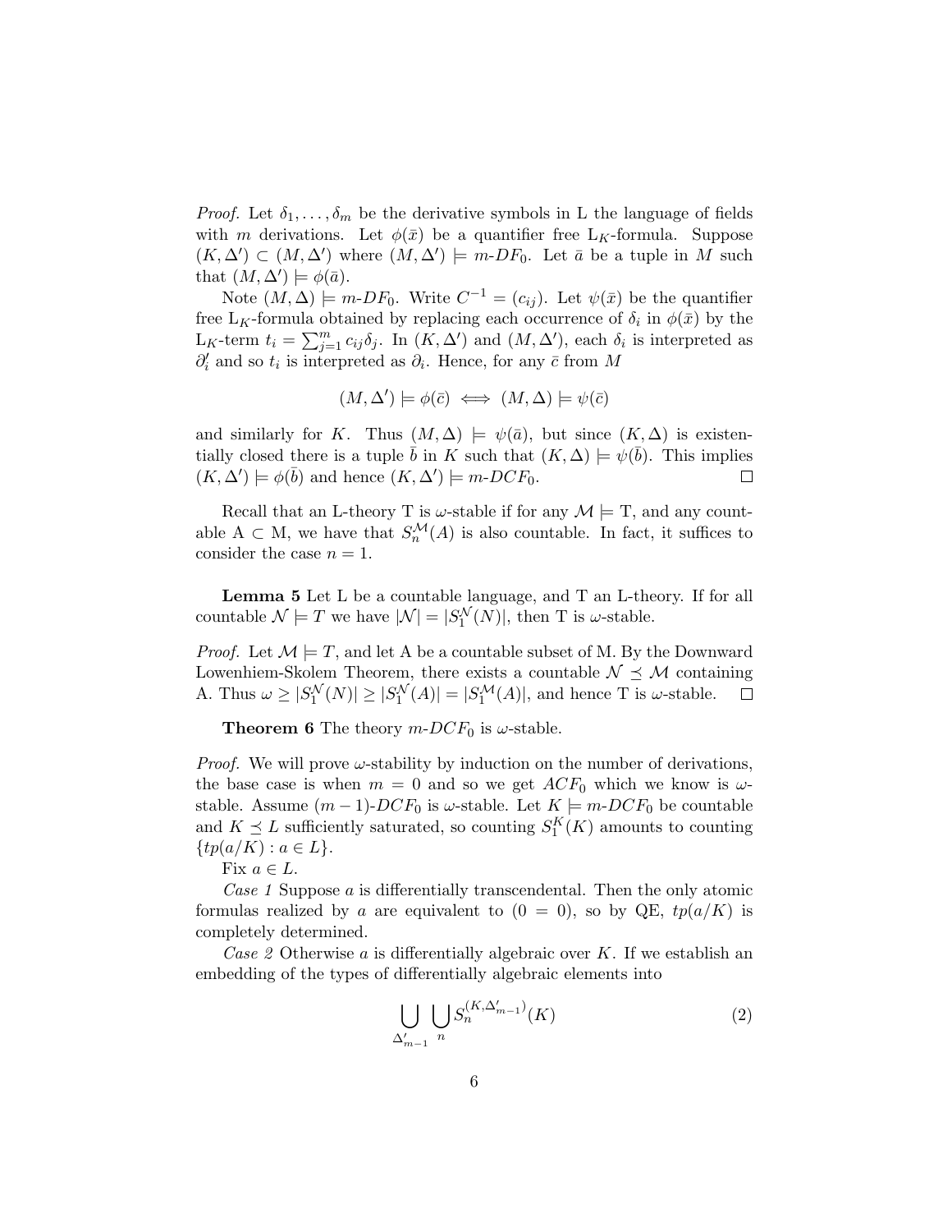*Proof.* Let $\delta_1, \ldots, \delta_m$ be the derivative symbols in L the language of fields with $m$ derivations. Let $\phi(\bar{x})$ be a quantifier free $\mathrm{L}_K$-formula. Suppose $(K, \Delta') \subset (M, \Delta')$ where $(M, \Delta') \models m\text{-}DF_0$. Let $\bar{a}$ be a tuple in $M$ such that $(M, \Delta') \models \phi(\bar{a})$.

Note $(M, \Delta) \models m\text{-}DF_0$. Write $C^{-1} = (c_{ij})$. Let $\psi(\bar{x})$ be the quantifier free $\mathrm{L}_K$-formula obtained by replacing each occurrence of $\delta_i$ in $\phi(\bar{x})$ by the $\mathrm{L}_K$-term $t_i = \sum_{j=1}^{m} c_{ij}\delta_j$. In $(K, \Delta')$ and $(M, \Delta')$, each $\delta_i$ is interpreted as $\partial'_i$ and so $t_i$ is interpreted as $\partial_i$. Hence, for any $\bar{c}$ from $M$

$$(M, \Delta') \models \phi(\bar{c}) \iff (M, \Delta) \models \psi(\bar{c})$$

and similarly for $K$. Thus $(M, \Delta) \models \psi(\bar{a})$, but since $(K, \Delta)$ is existentially closed there is a tuple $\bar{b}$ in $K$ such that $(K, \Delta) \models \psi(\bar{b})$. This implies $(K, \Delta') \models \phi(\bar{b})$ and hence $(K, \Delta') \models m\text{-}DCF_0$. $\square$

Recall that an L-theory T is $\omega$-stable if for any $\mathcal{M} \models$ T, and any countable A $\subset$ M, we have that $S_n^{\mathcal{M}}(A)$ is also countable. In fact, it suffices to consider the case $n = 1$.

**Lemma 5** Let L be a countable language, and T an L-theory. If for all countable $\mathcal{N} \models T$ we have $|\mathcal{N}| = |S_1^{\mathcal{N}}(N)|$, then T is $\omega$-stable.

*Proof.* Let $\mathcal{M} \models T$, and let A be a countable subset of M. By the Downward Lowenhiem-Skolem Theorem, there exists a countable $\mathcal{N} \preceq \mathcal{M}$ containing A. Thus $\omega \geq |S_1^{\mathcal{N}}(N)| \geq |S_1^{\mathcal{N}}(A)| = |S_1^{\mathcal{M}}(A)|$, and hence T is $\omega$-stable. $\square$

**Theorem 6** The theory $m\text{-}DCF_0$ is $\omega$-stable.

*Proof.* We will prove $\omega$-stability by induction on the number of derivations, the base case is when $m = 0$ and so we get $ACF_0$ which we know is $\omega$-stable. Assume $(m-1)\text{-}DCF_0$ is $\omega$-stable. Let $K \models m\text{-}DCF_0$ be countable and $K \preceq L$ sufficiently saturated, so counting $S_1^K(K)$ amounts to counting $\{tp(a/K) : a \in L\}$.

Fix $a \in L$.

*Case 1* Suppose $a$ is differentially transcendental. Then the only atomic formulas realized by $a$ are equivalent to $(0 = 0)$, so by QE, $tp(a/K)$ is completely determined.

*Case 2* Otherwise $a$ is differentially algebraic over $K$. If we establish an embedding of the types of differentially algebraic elements into

$$\bigcup_{\Delta'_{m-1}} \bigcup_{n} S_n^{(K, \Delta'_{m-1})}(K) \tag{2}$$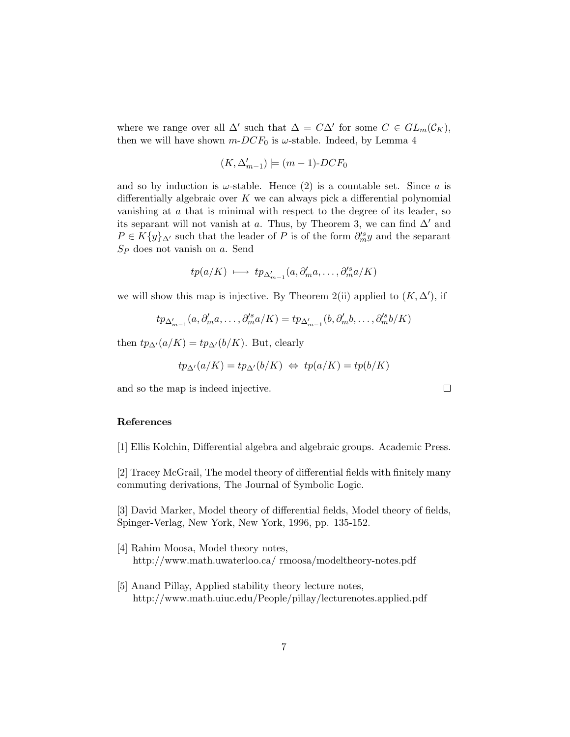where we range over all $\Delta'$ such that $\Delta = C\Delta'$ for some $C \in GL_m(\mathcal{C}_K)$, then we will have shown $m$-$DCF_0$ is $\omega$-stable. Indeed, by Lemma 4

$$(K, \Delta'_{m-1}) \models (m-1)\text{-}DCF_0$$

and so by induction is $\omega$-stable. Hence (2) is a countable set. Since $a$ is differentially algebraic over $K$ we can always pick a differential polynomial vanishing at $a$ that is minimal with respect to the degree of its leader, so its separant will not vanish at $a$. Thus, by Theorem 3, we can find $\Delta'$ and $P \in K\{y\}_{\Delta'}$ such that the leader of $P$ is of the form $\partial_m'^s y$ and the separant $S_P$ does not vanish on $a$. Send

$$tp(a/K) \longmapsto tp_{\Delta'_{m-1}}(a, \partial'_m a, \dots, \partial_m'^s a/K)$$

we will show this map is injective. By Theorem 2(ii) applied to $(K, \Delta')$, if

$$tp_{\Delta'_{m-1}}(a, \partial'_m a, \dots, \partial_m'^s a/K) = tp_{\Delta'_{m-1}}(b, \partial'_m b, \dots, \partial_m'^s b/K)$$

then $tp_{\Delta'}(a/K) = tp_{\Delta'}(b/K)$. But, clearly

$$tp_{\Delta'}(a/K) = tp_{\Delta'}(b/K) \;\Leftrightarrow\; tp(a/K) = tp(b/K)$$

and so the map is indeed injective. □

## References

[1] Ellis Kolchin, Differential algebra and algebraic groups. Academic Press.

[2] Tracey McGrail, The model theory of differential fields with finitely many commuting derivations, The Journal of Symbolic Logic.

[3] David Marker, Model theory of differential fields, Model theory of fields, Spinger-Verlag, New York, New York, 1996, pp. 135-152.

[4] Rahim Moosa, Model theory notes,
http://www.math.uwaterloo.ca/ rmoosa/modeltheory-notes.pdf

[5] Anand Pillay, Applied stability theory lecture notes,
http://www.math.uiuc.edu/People/pillay/lecturenotes.applied.pdf